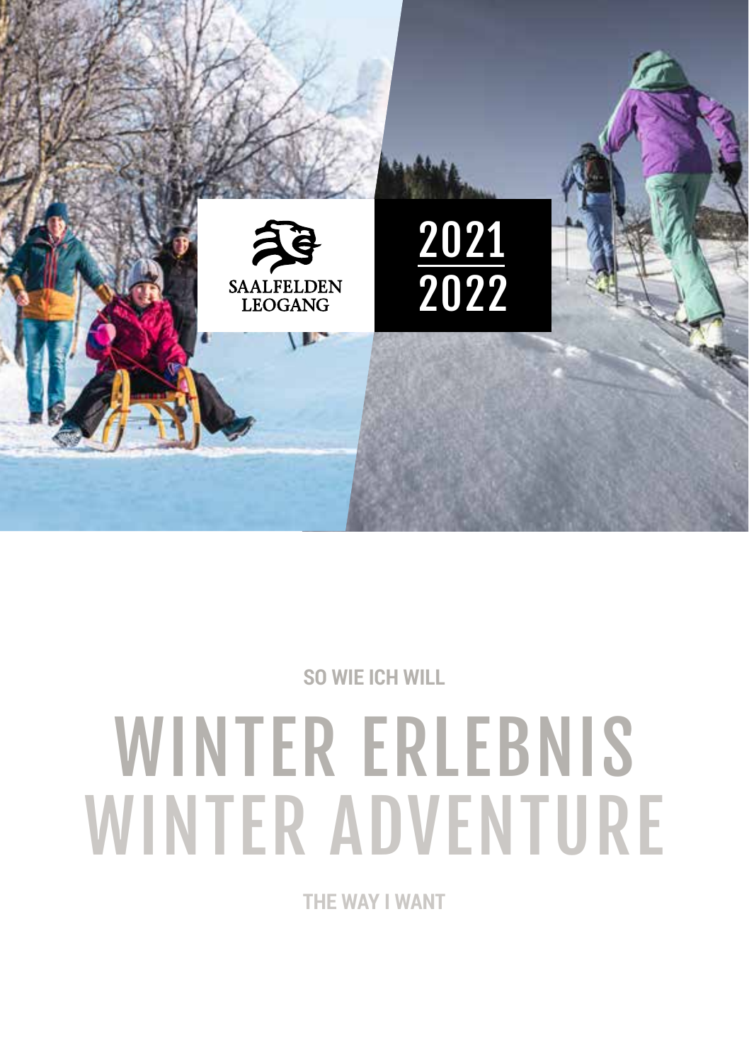SAALFELDEN LEOGANG

2021
2022

**SO WIE ICH WILL**

# WINTER ERLEBNIS
# WINTER ADVENTURE

**THE WAY I WANT**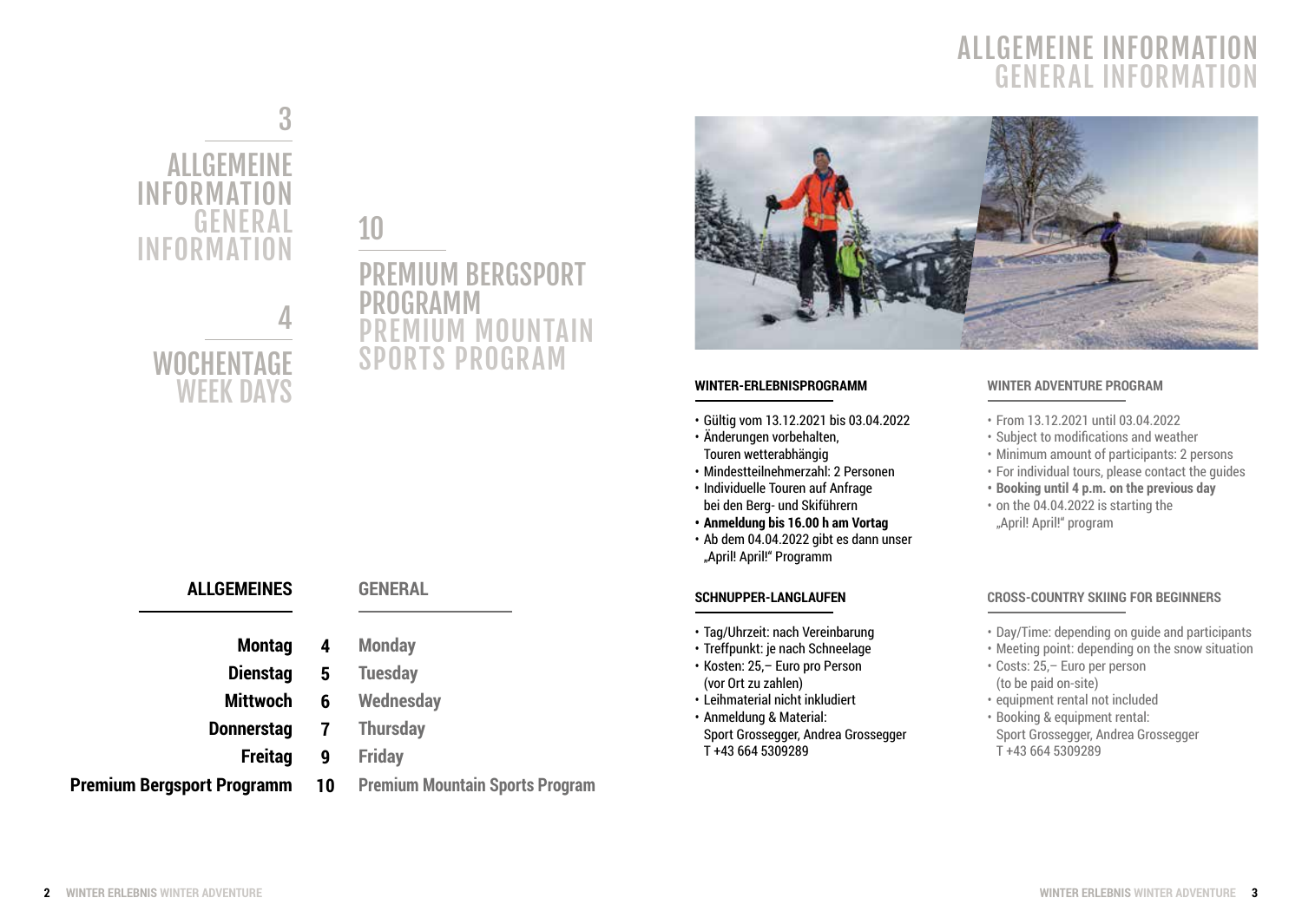## 3

## ALLGEMEINE INFORMATION GENERAL INFORMATION

## 4

## WOCHENTAGE WEEK DAYS

## 10

## PREMIUM BERGSPORT PROGRAMM PREMIUM MOUNTAIN SPORTS PROGRAM

| ALLGEMEINES | | GENERAL |
|---|---|---|
| **Montag** | **4** | **Monday** |
| **Dienstag** | **5** | **Tuesday** |
| **Mittwoch** | **6** | **Wednesday** |
| **Donnerstag** | **7** | **Thursday** |
| **Freitag** | **9** | **Friday** |
| **Premium Bergsport Programm** | **10** | **Premium Mountain Sports Program** |

# ALLGEMEINE INFORMATION GENERAL INFORMATION

### WINTER-ERLEBNISPROGRAMM

- Gültig vom 13.12.2021 bis 03.04.2022
- Änderungen vorbehalten, Touren wetterabhängig
- Mindestteilnehmerzahl: 2 Personen
- Individuelle Touren auf Anfrage bei den Berg- und Skiführern
- **Anmeldung bis 16.00 h am Vortag**
- Ab dem 04.04.2022 gibt es dann unser „April! April!" Programm

### WINTER ADVENTURE PROGRAM

- From 13.12.2021 until 03.04.2022
- Subject to modifications and weather
- Minimum amount of participants: 2 persons
- For individual tours, please contact the guides
- **Booking until 4 p.m. on the previous day**
- on the 04.04.2022 is starting the „April! April!" program

### SCHNUPPER-LANGLAUFEN

- Tag/Uhrzeit: nach Vereinbarung
- Treffpunkt: je nach Schneelage
- Kosten: 25,– Euro pro Person (vor Ort zu zahlen)
- Leihmaterial nicht inkludiert
- Anmeldung & Material: Sport Grossegger, Andrea Grossegger T +43 664 5309289

### CROSS-COUNTRY SKIING FOR BEGINNERS

- Day/Time: depending on guide and participants
- Meeting point: depending on the snow situation
- Costs: 25,– Euro per person (to be paid on-site)
- equipment rental not included
- Booking & equipment rental: Sport Grossegger, Andrea Grossegger T +43 664 5309289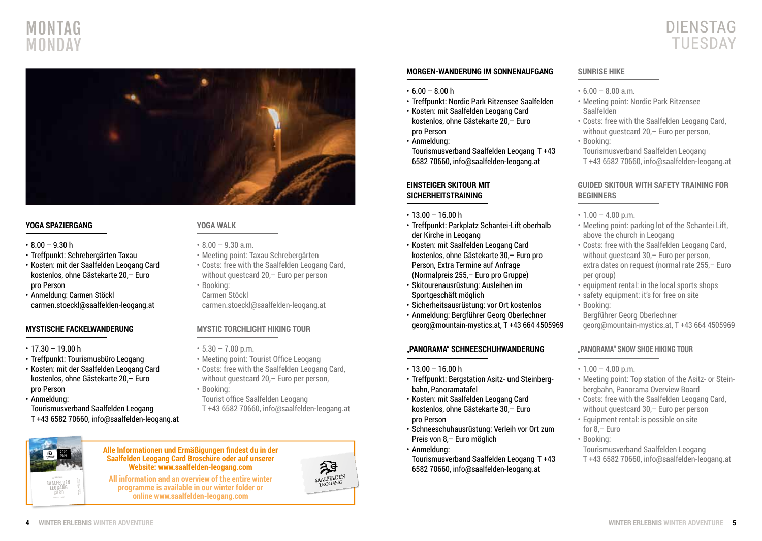# MONTAG MONDAY

### YOGA SPAZIERGANG

- 8.00 – 9.30 h
- Treffpunkt: Schrebergärten Taxau
- Kosten: mit der Saalfelden Leogang Card kostenlos, ohne Gästekarte 20,– Euro pro Person
- Anmeldung: Carmen Stöckl carmen.stoeckl@saalfelden-leogang.at

### YOGA WALK

- 8.00 – 9.30 a.m.
- Meeting point: Taxau Schrebergärten
- Costs: free with the Saalfelden Leogang Card, without guestcard 20,– Euro per person
- Booking: Carmen Stöckl carmen.stoeckl@saalfelden-leogang.at

### MYSTISCHE FACKELWANDERUNG

- 17.30 – 19.00 h
- Treffpunkt: Tourismusbüro Leogang
- Kosten: mit der Saalfelden Leogang Card kostenlos, ohne Gästekarte 20,– Euro pro Person
- Anmeldung: Tourismusverband Saalfelden Leogang T +43 6582 70660, info@saalfelden-leogang.at

### MYSTIC TORCHLIGHT HIKING TOUR

- 5.30 – 7.00 p.m.
- Meeting point: Tourist Office Leogang
- Costs: free with the Saalfelden Leogang Card, without guestcard 20,– Euro per person,
- Booking: Tourist office Saalfelden Leogang T +43 6582 70660, info@saalfelden-leogang.at

**Alle Informationen und Ermäßigungen findest du in der Saalfelden Leogang Card Broschüre oder auf unserer Website: www.saalfelden-leogang.com**

All information and an overview of the entire winter programme is available in our winter folder or online www.saalfelden-leogang.com

# DIENSTAG TUESDAY

### MORGEN-WANDERUNG IM SONNENAUFGANG

- 6.00 – 8.00 h
- Treffpunkt: Nordic Park Ritzensee Saalfelden
- Kosten: mit Saalfelden Leogang Card kostenlos, ohne Gästekarte 20,– Euro pro Person
- Anmeldung: Tourismusverband Saalfelden Leogang T +43 6582 70660, info@saalfelden-leogang.at

### SUNRISE HIKE

- 6.00 – 8.00 a.m.
- Meeting point: Nordic Park Ritzensee Saalfelden
- Costs: free with the Saalfelden Leogang Card, without guestcard 20,– Euro per person,
- Booking: Tourismusverband Saalfelden Leogang T +43 6582 70660, info@saalfelden-leogang.at

### EINSTEIGER SKITOUR MIT SICHERHEITSTRAINING

- 13.00 – 16.00 h
- Treffpunkt: Parkplatz Schantei-Lift oberhalb der Kirche in Leogang
- Kosten: mit Saalfelden Leogang Card kostenlos, ohne Gästekarte 30,– Euro pro Person, Extra Termine auf Anfrage (Normalpreis 255,– Euro pro Gruppe)
- Skitourenausrüstung: Ausleihen im Sportgeschäft möglich
- Sicherheitsausrüstung: vor Ort kostenlos
- Anmeldung: Bergführer Georg Oberlechner georg@mountain-mystics.at, T +43 664 4505969

### GUIDED SKITOUR WITH SAFETY TRAINING FOR BEGINNERS

- 1.00 – 4.00 p.m.
- Meeting point: parking lot of the Schantei Lift, above the church in Leogang
- Costs: free with the Saalfelden Leogang Card, without guestcard 30,– Euro per person, extra dates on request (normal rate 255,– Euro per group)
- equipment rental: in the local sports shops
- safety equipment: it's for free on site
- Booking: Bergführer Georg Oberlechner georg@mountain-mystics.at, T +43 664 4505969

### „PANORAMA" SCHNEESCHUHWANDERUNG

- 13.00 – 16.00 h
- Treffpunkt: Bergstation Asitz- und Steinbergbahn, Panoramatafel
- Kosten: mit Saalfelden Leogang Card kostenlos, ohne Gästekarte 30,– Euro pro Person
- Schneeschuhausrüstung: Verleih vor Ort zum Preis von 8,– Euro möglich
- Anmeldung: Tourismusverband Saalfelden Leogang T +43 6582 70660, info@saalfelden-leogang.at

### „PANORAMA" SNOW SHOE HIKING TOUR

- 1.00 – 4.00 p.m.
- Meeting point: Top station of the Asitz- or Steinbergbahn, Panorama Overview Board
- Costs: free with the Saalfelden Leogang Card, without guestcard 30,– Euro per person
- Equipment rental: is possible on site for 8,– Euro
- Booking: Tourismusverband Saalfelden Leogang T +43 6582 70660, info@saalfelden-leogang.at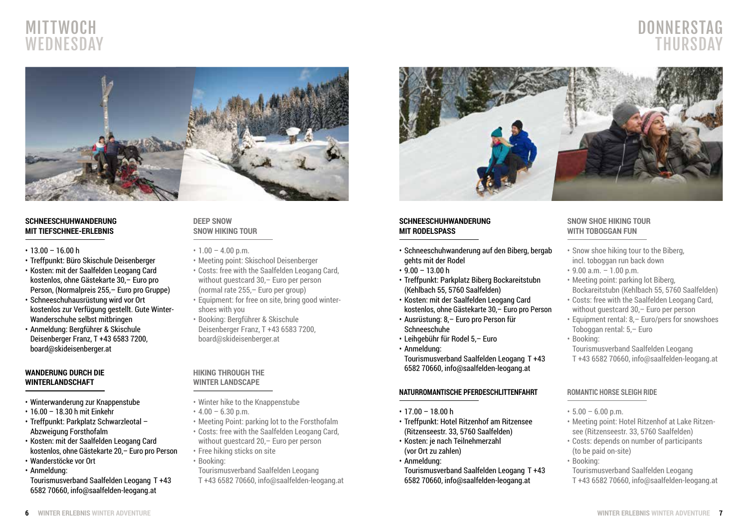# MITTWOCH
# WEDNESDAY

### SCHNEESCHUHWANDERUNG MIT TIEFSCHNEE-ERLEBNIS

- 13.00 – 16.00 h
- Treffpunkt: Büro Skischule Deisenberger
- Kosten: mit der Saalfelden Leogang Card kostenlos, ohne Gästekarte 30,– Euro pro Person, (Normalpreis 255,– Euro pro Gruppe)
- Schneeschuhausrüstung wird vor Ort kostenlos zur Verfügung gestellt. Gute Winter-Wanderschuhe selbst mitbringen
- Anmeldung: Bergführer & Skischule Deisenberger Franz, T +43 6583 7200, board@skideisenberger.at

### DEEP SNOW SNOW HIKING TOUR

- 1.00 – 4.00 p.m.
- Meeting point: Skischool Deisenberger
- Costs: free with the Saalfelden Leogang Card, without guestcard 30,– Euro per person (normal rate 255,– Euro per group)
- Equipment: for free on site, bring good winter-shoes with you
- Booking: Bergführer & Skischule Deisenberger Franz, T +43 6583 7200, board@skideisenberger.at

### WANDERUNG DURCH DIE WINTERLANDSCHAFT

- Winterwanderung zur Knappenstube
- 16.00 – 18.30 h mit Einkehr
- Treffpunkt: Parkplatz Schwarzleotal – Abzweigung Forsthofalm
- Kosten: mit der Saalfelden Leogang Card kostenlos, ohne Gästekarte 20,– Euro pro Person
- Wanderstöcke vor Ort
- Anmeldung: Tourismusverband Saalfelden Leogang T +43 6582 70660, info@saalfelden-leogang.at

### HIKING THROUGH THE WINTER LANDSCAPE

- Winter hike to the Knappenstube
- 4.00 – 6.30 p.m.
- Meeting Point: parking lot to the Forsthofalm
- Costs: free with the Saalfelden Leogang Card, without guestcard 20,– Euro per person
- Free hiking sticks on site
- Booking: Tourismusverband Saalfelden Leogang T +43 6582 70660, info@saalfelden-leogang.at

# DONNERSTAG
# THURSDAY

### SCHNEESCHUHWANDERUNG MIT RODELSPASS

- Schneeschuhwanderung auf den Biberg, bergab gehts mit der Rodel
- 9.00 – 13.00 h
- Treffpunkt: Parkplatz Biberg Bockareitstubn (Kehlbach 55, 5760 Saalfelden)
- Kosten: mit der Saalfelden Leogang Card kostenlos, ohne Gästekarte 30,– Euro pro Person
- Ausrüstung: 8,– Euro pro Person für Schneeschuhe
- Leihgebühr für Rodel 5,– Euro
- Anmeldung: Tourismusverband Saalfelden Leogang T +43 6582 70660, info@saalfelden-leogang.at

### SNOW SHOE HIKING TOUR WITH TOBOGGAN FUN

- Snow shoe hiking tour to the Biberg, incl. toboggan run back down
- 9.00 a.m. – 1.00 p.m.
- Meeting point: parking lot Biberg, Bockareitstubn (Kehlbach 55, 5760 Saalfelden)
- Costs: free with the Saalfelden Leogang Card, without guestcard 30,– Euro per person
- Equipment rental: 8,– Euro/pers for snowshoes Toboggan rental: 5,– Euro
- Booking: Tourismusverband Saalfelden Leogang T +43 6582 70660, info@saalfelden-leogang.at

### NATURROMANTISCHE PFERDESCHLITTENFAHRT

- 17.00 – 18.00 h
- Treffpunkt: Hotel Ritzenhof am Ritzensee (Ritzenseestr. 33, 5760 Saalfelden)
- Kosten: je nach Teilnehmerzahl (vor Ort zu zahlen)
- Anmeldung: Tourismusverband Saalfelden Leogang T +43 6582 70660, info@saalfelden-leogang.at

### ROMANTIC HORSE SLEIGH RIDE

- 5.00 – 6.00 p.m.
- Meeting point: Hotel Ritzenhof at Lake Ritzensee (Ritzenseestr. 33, 5760 Saalfelden)
- Costs: depends on number of participants (to be paid on-site)
- Booking: Tourismusverband Saalfelden Leogang T +43 6582 70660, info@saalfelden-leogang.at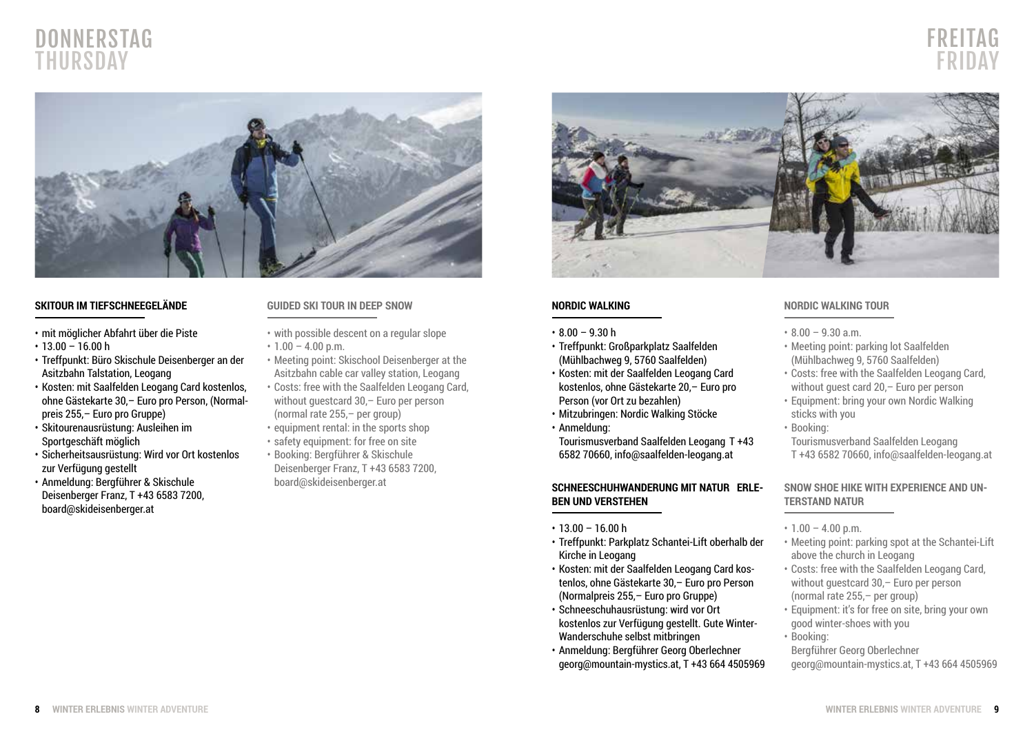# DONNERSTAG
# THURSDAY

### SKITOUR IM TIEFSCHNEEGELÄNDE

- mit möglicher Abfahrt über die Piste
- 13.00 – 16.00 h
- Treffpunkt: Büro Skischule Deisenberger an der Asitzbahn Talstation, Leogang
- Kosten: mit Saalfelden Leogang Card kostenlos, ohne Gästekarte 30,– Euro pro Person, (Normalpreis 255,– Euro pro Gruppe)
- Skitourenausrüstung: Ausleihen im Sportgeschäft möglich
- Sicherheitsausrüstung: Wird vor Ort kostenlos zur Verfügung gestellt
- Anmeldung: Bergführer & Skischule Deisenberger Franz, T +43 6583 7200, board@skideisenberger.at

### GUIDED SKI TOUR IN DEEP SNOW

- with possible descent on a regular slope
- 1.00 – 4.00 p.m.
- Meeting point: Skischool Deisenberger at the Asitzbahn cable car valley station, Leogang
- Costs: free with the Saalfelden Leogang Card, without guestcard 30,– Euro per person (normal rate 255,– per group)
- equipment rental: in the sports shop
- safety equipment: for free on site
- Booking: Bergführer & Skischule Deisenberger Franz, T +43 6583 7200, board@skideisenberger.at

# FREITAG
# FRIDAY

### NORDIC WALKING

- 8.00 – 9.30 h
- Treffpunkt: Großparkplatz Saalfelden (Mühlbachweg 9, 5760 Saalfelden)
- Kosten: mit der Saalfelden Leogang Card kostenlos, ohne Gästekarte 20,– Euro pro Person (vor Ort zu bezahlen)
- Mitzubringen: Nordic Walking Stöcke
- Anmeldung:
  Tourismusverband Saalfelden Leogang T +43 6582 70660, info@saalfelden-leogang.at

### SCHNEESCHUHWANDERUNG MIT NATUR ERLEBEN UND VERSTEHEN

- 13.00 – 16.00 h
- Treffpunkt: Parkplatz Schantei-Lift oberhalb der Kirche in Leogang
- Kosten: mit der Saalfelden Leogang Card kostenlos, ohne Gästekarte 30,– Euro pro Person (Normalpreis 255,– Euro pro Gruppe)
- Schneeschuhausrüstung: wird vor Ort kostenlos zur Verfügung gestellt. Gute Winter-Wanderschuhe selbst mitbringen
- Anmeldung: Bergführer Georg Oberlechner georg@mountain-mystics.at, T +43 664 4505969

### NORDIC WALKING TOUR

- 8.00 – 9.30 a.m.
- Meeting point: parking lot Saalfelden (Mühlbachweg 9, 5760 Saalfelden)
- Costs: free with the Saalfelden Leogang Card, without guest card 20,– Euro per person
- Equipment: bring your own Nordic Walking sticks with you
- Booking:
  Tourismusverband Saalfelden Leogang
  T +43 6582 70660, info@saalfelden-leogang.at

### SNOW SHOE HIKE WITH EXPERIENCE AND UNTERSTAND NATUR

- 1.00 – 4.00 p.m.
- Meeting point: parking spot at the Schantei-Lift above the church in Leogang
- Costs: free with the Saalfelden Leogang Card, without guestcard 30,– Euro per person (normal rate 255,– per group)
- Equipment: it's for free on site, bring your own good winter-shoes with you
- Booking:
  Bergführer Georg Oberlechner
  georg@mountain-mystics.at, T +43 664 4505969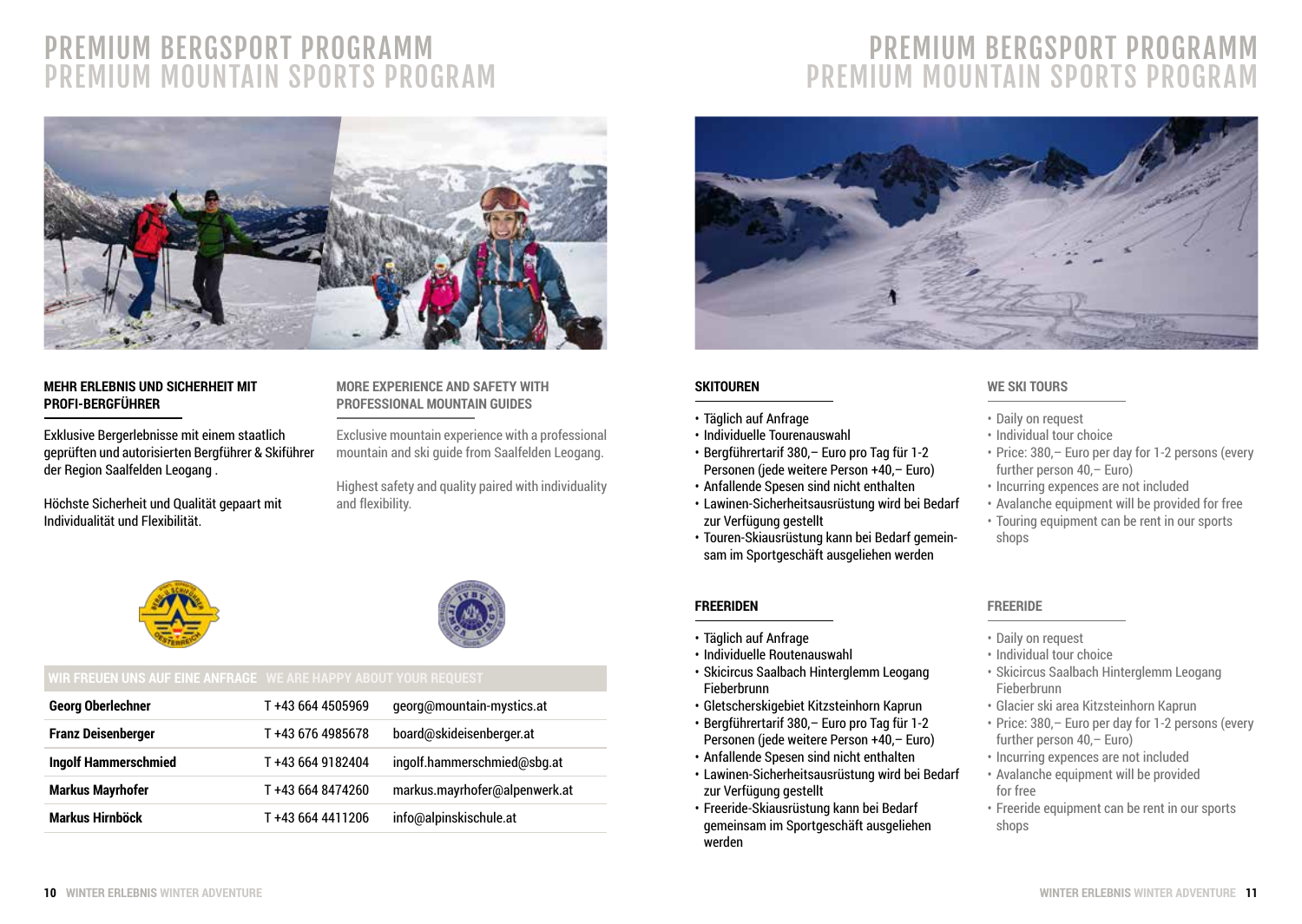# PREMIUM BERGSPORT PROGRAMM
# PREMIUM MOUNTAIN SPORTS PROGRAM

**MEHR ERLEBNIS UND SICHERHEIT MIT PROFI-BERGFÜHRER**

Exklusive Bergerlebnisse mit einem staatlich geprüften und autorisierten Bergführer & Skiführer der Region Saalfelden Leogang .

Höchste Sicherheit und Qualität gepaart mit Individualität und Flexibilität.

**MORE EXPERIENCE AND SAFETY WITH PROFESSIONAL MOUNTAIN GUIDES**

Exclusive mountain experience with a professional mountain and ski guide from Saalfelden Leogang.

Highest safety and quality paired with individuality and flexibility.

| WIR FREUEN UNS AUF EINE ANFRAGE WE ARE HAPPY ABOUT YOUR REQUEST | | |
|---|---|---|
| **Georg Oberlechner** | T +43 664 4505969 | georg@mountain-mystics.at |
| **Franz Deisenberger** | T +43 676 4985678 | board@skideisenberger.at |
| **Ingolf Hammerschmied** | T +43 664 9182404 | ingolf.hammerschmied@sbg.at |
| **Markus Mayrhofer** | T +43 664 8474260 | markus.mayrhofer@alpenwerk.at |
| **Markus Hirnböck** | T +43 664 4411206 | info@alpinskischule.at |

**SKITOUREN**

- Täglich auf Anfrage
- Individuelle Tourenauswahl
- Bergführertarif 380,– Euro pro Tag für 1-2 Personen (jede weitere Person +40,– Euro)
- Anfallende Spesen sind nicht enthalten
- Lawinen-Sicherheitsausrüstung wird bei Bedarf zur Verfügung gestellt
- Touren-Skiausrüstung kann bei Bedarf gemeinsam im Sportgeschäft ausgeliehen werden

**WE SKI TOURS**

- Daily on request
- Individual tour choice
- Price: 380,– Euro per day for 1-2 persons (every further person 40,– Euro)
- Incurring expences are not included
- Avalanche equipment will be provided for free
- Touring equipment can be rent in our sports shops

**FREERIDEN**

- Täglich auf Anfrage
- Individuelle Routenauswahl
- Skicircus Saalbach Hinterglemm Leogang Fieberbrunn
- Gletscherskigebiet Kitzsteinhorn Kaprun
- Bergführertarif 380,– Euro pro Tag für 1-2 Personen (jede weitere Person +40,– Euro)
- Anfallende Spesen sind nicht enthalten
- Lawinen-Sicherheitsausrüstung wird bei Bedarf zur Verfügung gestellt
- Freeride-Skiausrüstung kann bei Bedarf gemeinsam im Sportgeschäft ausgeliehen werden

**FREERIDE**

- Daily on request
- Individual tour choice
- Skicircus Saalbach Hinterglemm Leogang Fieberbrunn
- Glacier ski area Kitzsteinhorn Kaprun
- Price: 380,– Euro per day for 1-2 persons (every further person 40,– Euro)
- Incurring expences are not included
- Avalanche equipment will be provided for free
- Freeride equipment can be rent in our sports shops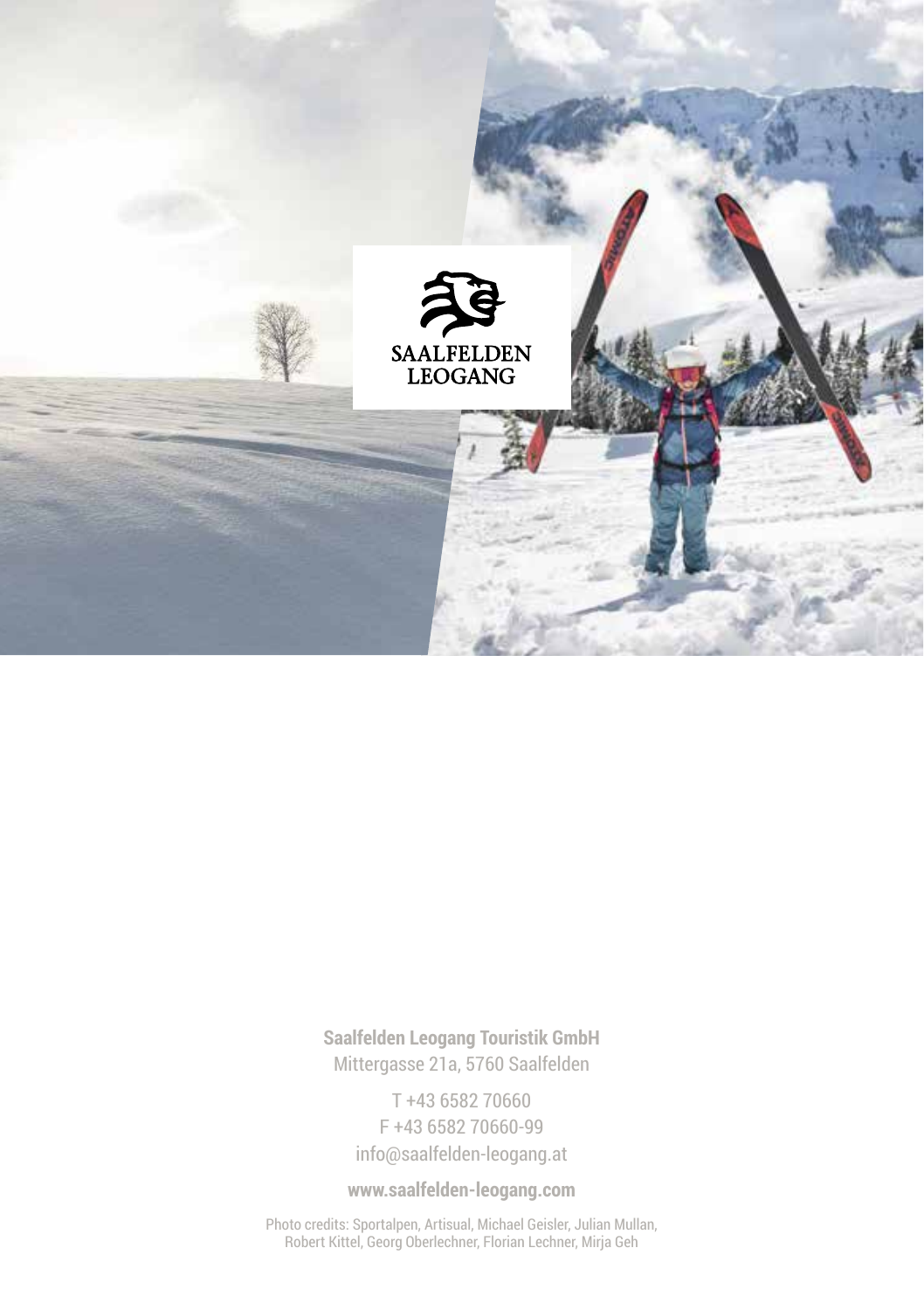**Saalfelden Leogang Touristik GmbH**
Mittergasse 21a, 5760 Saalfelden

T +43 6582 70660
F +43 6582 70660-99
info@saalfelden-leogang.at

**www.saalfelden-leogang.com**

Photo credits: Sportalpen, Artisual, Michael Geisler, Julian Mullan, Robert Kittel, Georg Oberlechner, Florian Lechner, Mirja Geh